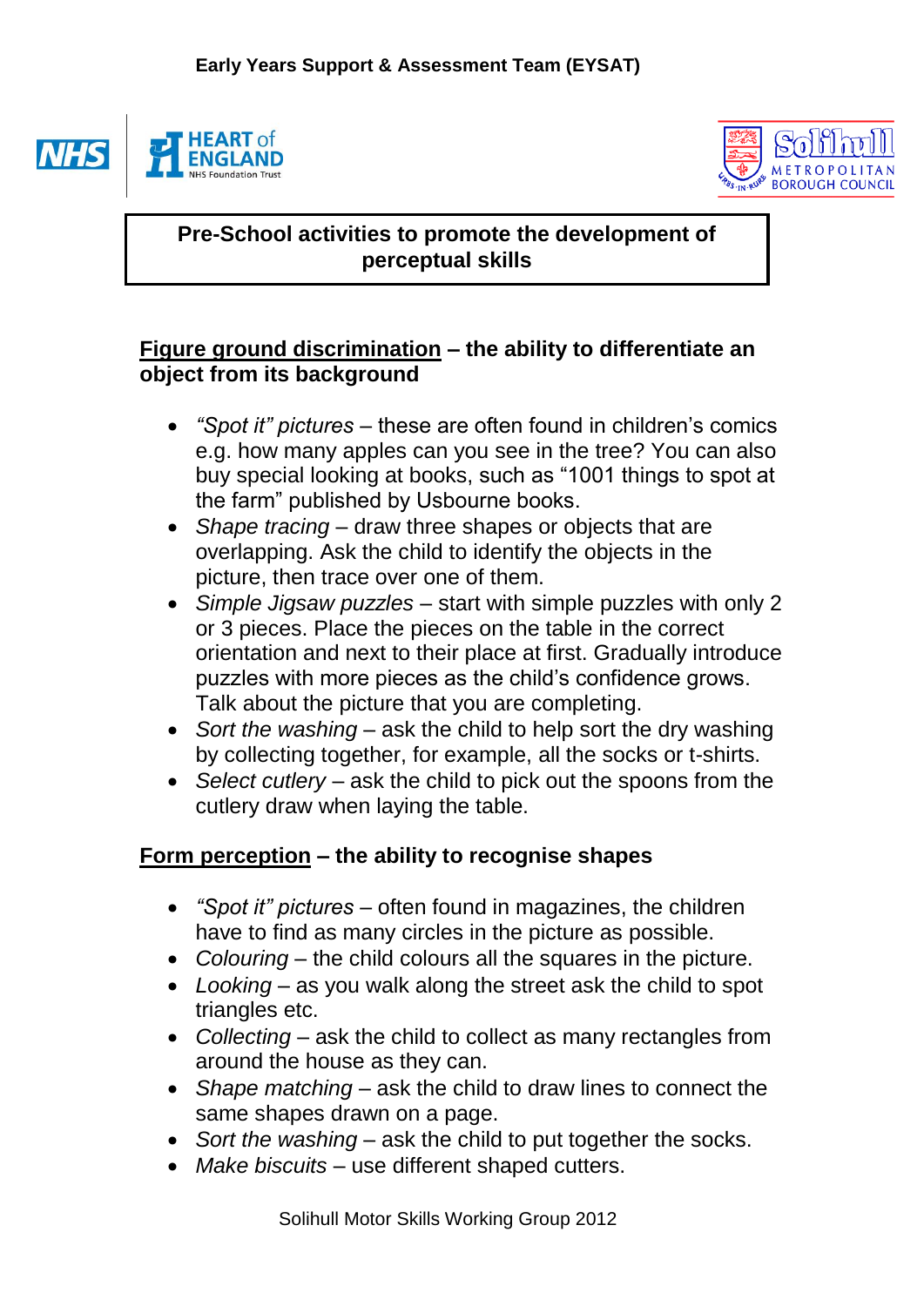**Early Years Support & Assessment Team (EYSAT)**

# Pre-School activities to promote the development of perceptual skills

## Figure ground discrimination – the ability to differentiate an object from its background

- *"Spot it" pictures* – these are often found in children's comics e.g. how many apples can you see in the tree? You can also buy special looking at books, such as "1001 things to spot at the farm" published by Usbourne books.
- *Shape tracing* – draw three shapes or objects that are overlapping. Ask the child to identify the objects in the picture, then trace over one of them.
- *Simple Jigsaw puzzles* – start with simple puzzles with only 2 or 3 pieces. Place the pieces on the table in the correct orientation and next to their place at first. Gradually introduce puzzles with more pieces as the child's confidence grows. Talk about the picture that you are completing.
- *Sort the washing* – ask the child to help sort the dry washing by collecting together, for example, all the socks or t-shirts.
- *Select cutlery* – ask the child to pick out the spoons from the cutlery draw when laying the table.

## Form perception – the ability to recognise shapes

- *"Spot it" pictures* – often found in magazines, the children have to find as many circles in the picture as possible.
- *Colouring* – the child colours all the squares in the picture.
- *Looking* – as you walk along the street ask the child to spot triangles etc.
- *Collecting* – ask the child to collect as many rectangles from around the house as they can.
- *Shape matching* – ask the child to draw lines to connect the same shapes drawn on a page.
- *Sort the washing* – ask the child to put together the socks.
- *Make biscuits* – use different shaped cutters.

Solihull Motor Skills Working Group 2012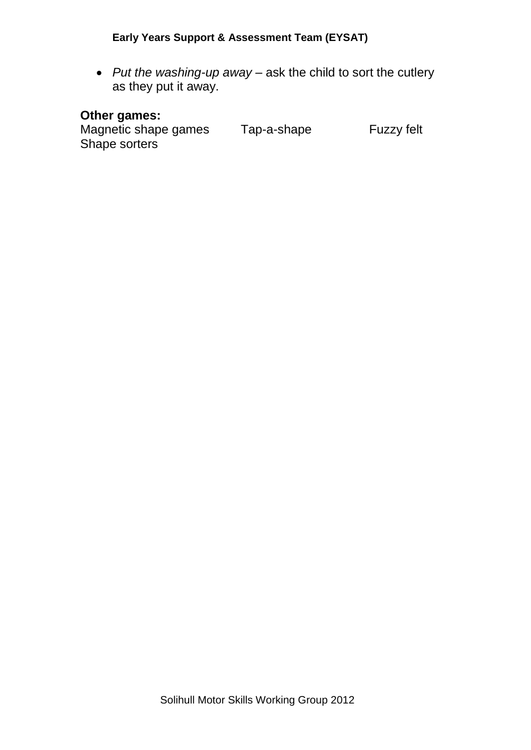- *Put the washing-up away* – ask the child to sort the cutlery as they put it away.

**Other games:**

Magnetic shape games Tap-a-shape Fuzzy felt
Shape sorters